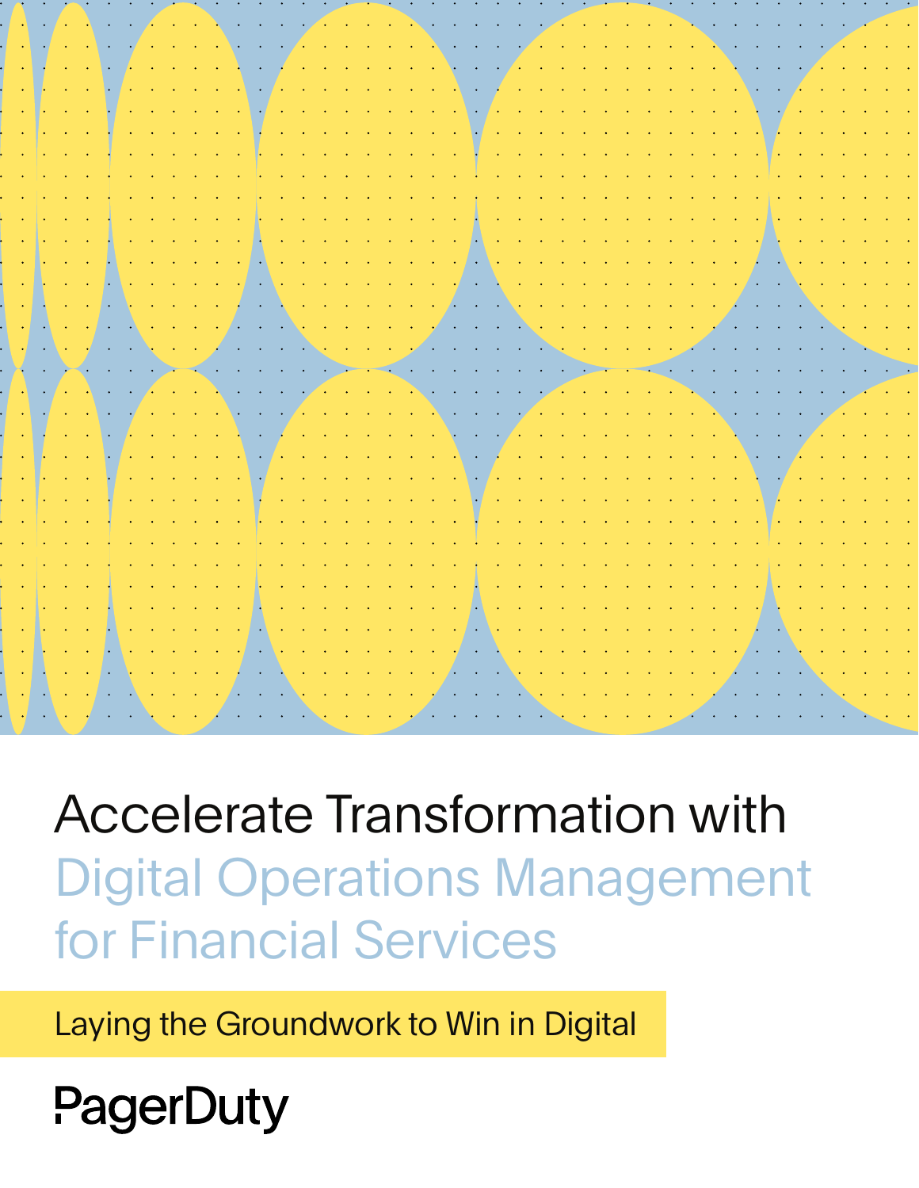# Accelerate Transformation with Digital Operations Management for Financial Services

Laying the Groundwork to Win in Digital

PagerDuty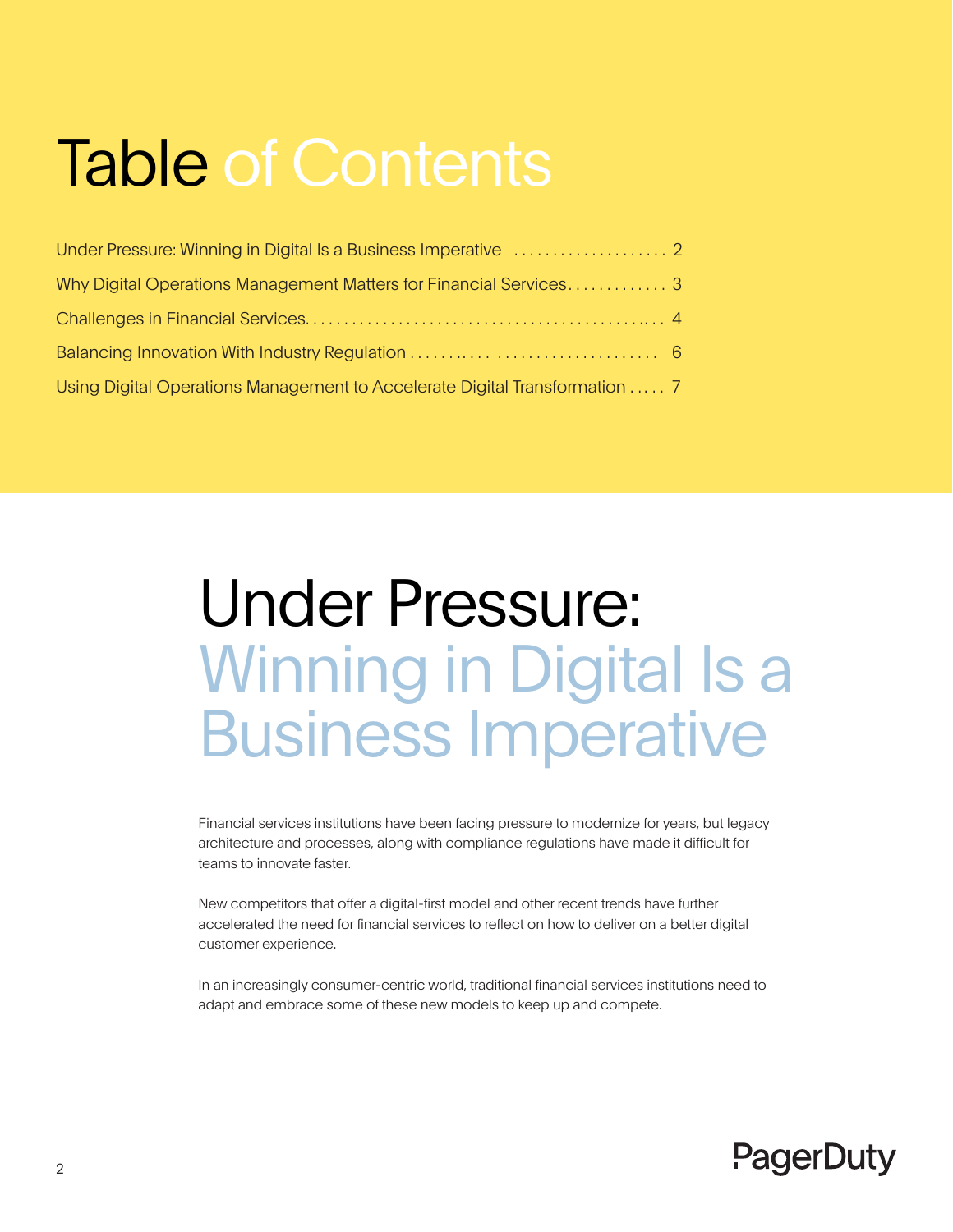# Table of Contents

Under Pressure: Winning in Digital Is a Business Imperative .................... 2

Why Digital Operations Management Matters for Financial Services............. 3

Challenges in Financial Services............................................ 4

Balancing Innovation With Industry Regulation ..................................... 6

Using Digital Operations Management to Accelerate Digital Transformation ..... 7

# Under Pressure: Winning in Digital Is a Business Imperative

Financial services institutions have been facing pressure to modernize for years, but legacy architecture and processes, along with compliance regulations have made it difficult for teams to innovate faster.

New competitors that offer a digital-first model and other recent trends have further accelerated the need for financial services to reflect on how to deliver on a better digital customer experience.

In an increasingly consumer-centric world, traditional financial services institutions need to adapt and embrace some of these new models to keep up and compete.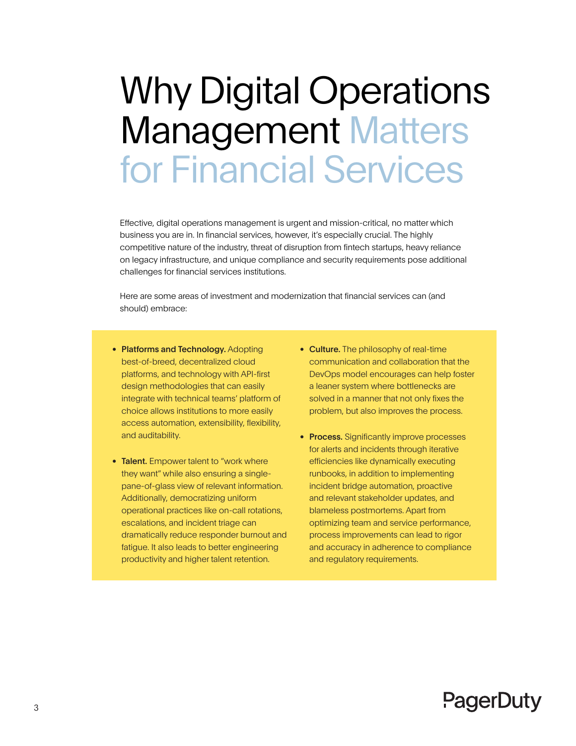# Why Digital Operations Management Matters for Financial Services

Effective, digital operations management is urgent and mission-critical, no matter which business you are in. In financial services, however, it's especially crucial. The highly competitive nature of the industry, threat of disruption from fintech startups, heavy reliance on legacy infrastructure, and unique compliance and security requirements pose additional challenges for financial services institutions.

Here are some areas of investment and modernization that financial services can (and should) embrace:

- **Platforms and Technology.** Adopting best-of-breed, decentralized cloud platforms, and technology with API-first design methodologies that can easily integrate with technical teams' platform of choice allows institutions to more easily access automation, extensibility, flexibility, and auditability.

- **Talent.** Empower talent to "work where they want" while also ensuring a single-pane-of-glass view of relevant information. Additionally, democratizing uniform operational practices like on-call rotations, escalations, and incident triage can dramatically reduce responder burnout and fatigue. It also leads to better engineering productivity and higher talent retention.

- **Culture.** The philosophy of real-time communication and collaboration that the DevOps model encourages can help foster a leaner system where bottlenecks are solved in a manner that not only fixes the problem, but also improves the process.

- **Process.** Significantly improve processes for alerts and incidents through iterative efficiencies like dynamically executing runbooks, in addition to implementing incident bridge automation, proactive and relevant stakeholder updates, and blameless postmortems. Apart from optimizing team and service performance, process improvements can lead to rigor and accuracy in adherence to compliance and regulatory requirements.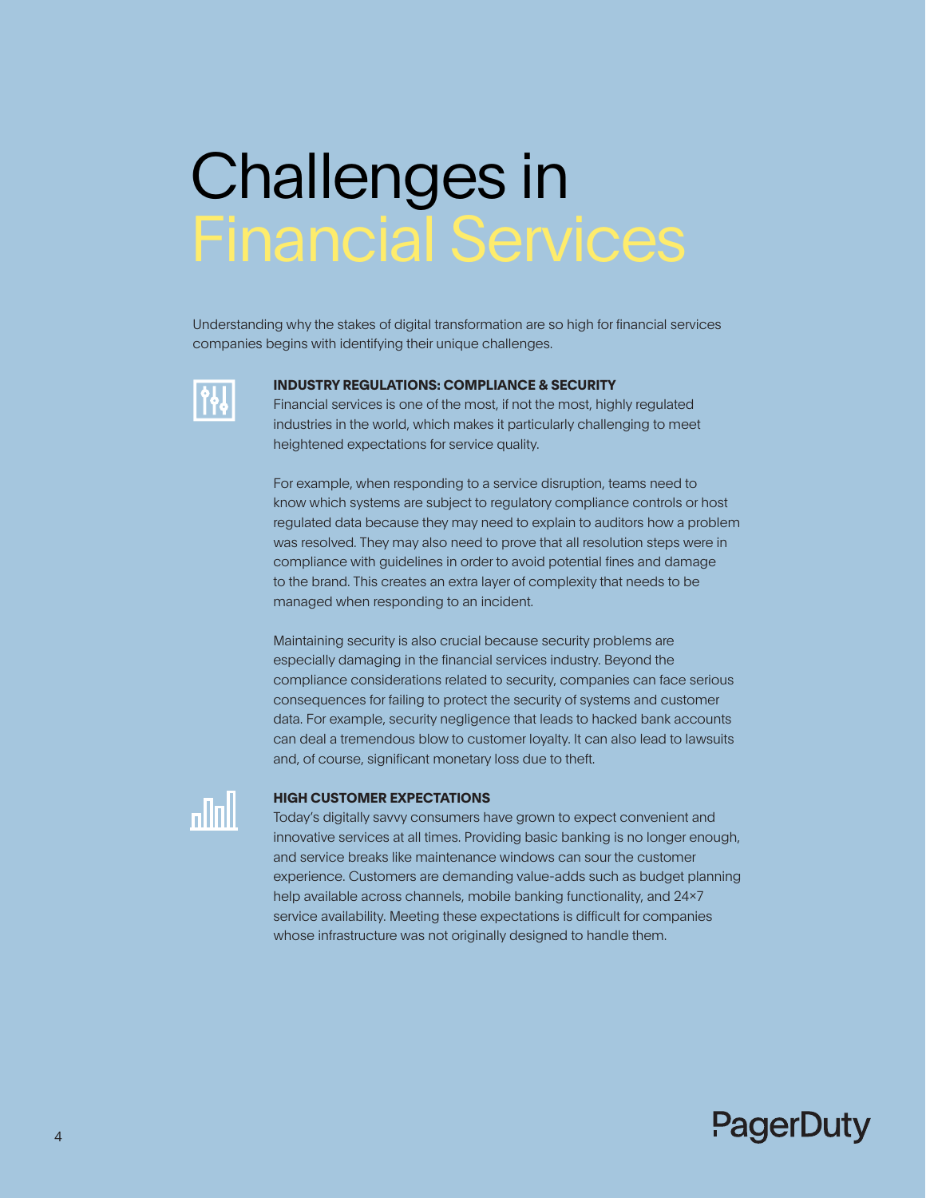# Challenges in Financial Services

Understanding why the stakes of digital transformation are so high for financial services companies begins with identifying their unique challenges.

**INDUSTRY REGULATIONS: COMPLIANCE & SECURITY**

Financial services is one of the most, if not the most, highly regulated industries in the world, which makes it particularly challenging to meet heightened expectations for service quality.

For example, when responding to a service disruption, teams need to know which systems are subject to regulatory compliance controls or host regulated data because they may need to explain to auditors how a problem was resolved. They may also need to prove that all resolution steps were in compliance with guidelines in order to avoid potential fines and damage to the brand. This creates an extra layer of complexity that needs to be managed when responding to an incident.

Maintaining security is also crucial because security problems are especially damaging in the financial services industry. Beyond the compliance considerations related to security, companies can face serious consequences for failing to protect the security of systems and customer data. For example, security negligence that leads to hacked bank accounts can deal a tremendous blow to customer loyalty. It can also lead to lawsuits and, of course, significant monetary loss due to theft.

**HIGH CUSTOMER EXPECTATIONS**

Today's digitally savvy consumers have grown to expect convenient and innovative services at all times. Providing basic banking is no longer enough, and service breaks like maintenance windows can sour the customer experience. Customers are demanding value-adds such as budget planning help available across channels, mobile banking functionality, and 24×7 service availability. Meeting these expectations is difficult for companies whose infrastructure was not originally designed to handle them.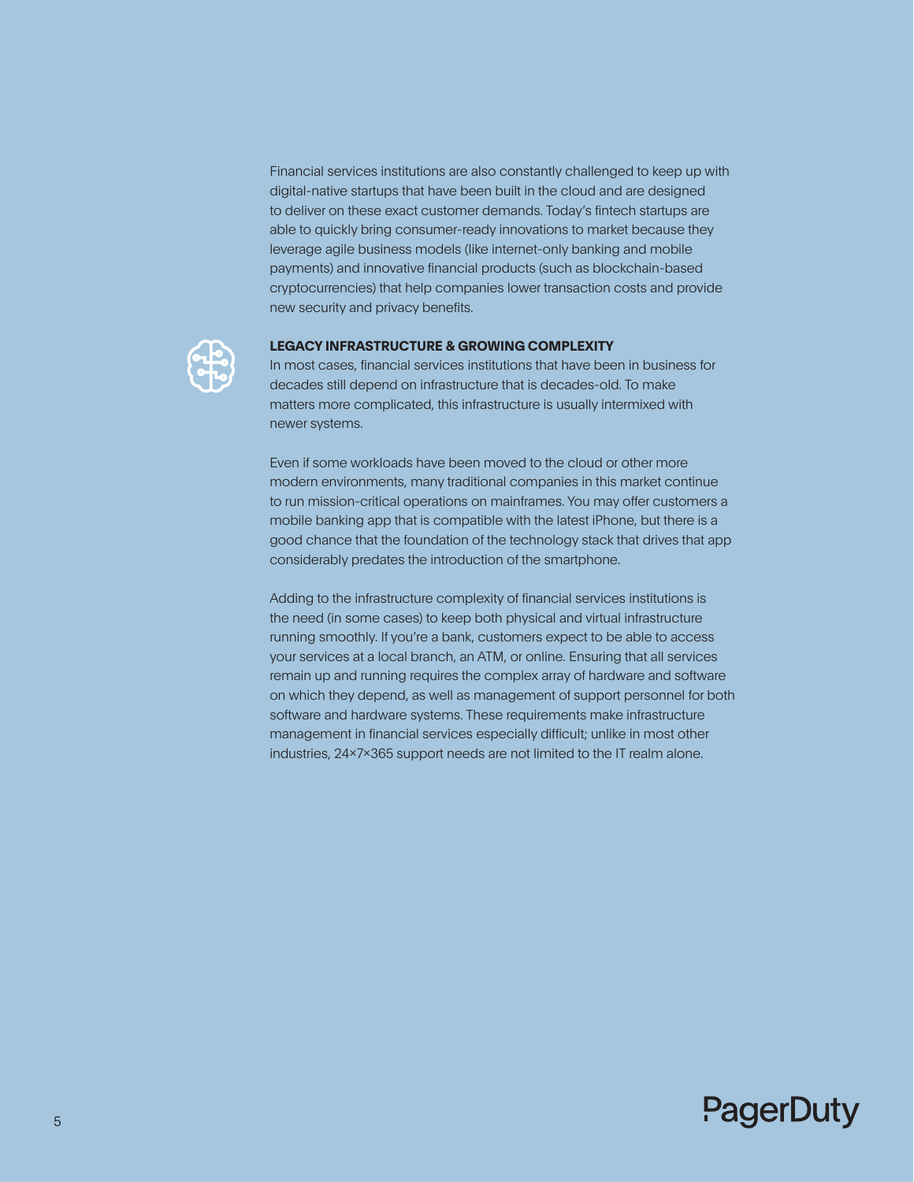Financial services institutions are also constantly challenged to keep up with digital-native startups that have been built in the cloud and are designed to deliver on these exact customer demands. Today's fintech startups are able to quickly bring consumer-ready innovations to market because they leverage agile business models (like internet-only banking and mobile payments) and innovative financial products (such as blockchain-based cryptocurrencies) that help companies lower transaction costs and provide new security and privacy benefits.

### LEGACY INFRASTRUCTURE & GROWING COMPLEXITY

In most cases, financial services institutions that have been in business for decades still depend on infrastructure that is decades-old. To make matters more complicated, this infrastructure is usually intermixed with newer systems.

Even if some workloads have been moved to the cloud or other more modern environments, many traditional companies in this market continue to run mission-critical operations on mainframes. You may offer customers a mobile banking app that is compatible with the latest iPhone, but there is a good chance that the foundation of the technology stack that drives that app considerably predates the introduction of the smartphone.

Adding to the infrastructure complexity of financial services institutions is the need (in some cases) to keep both physical and virtual infrastructure running smoothly. If you're a bank, customers expect to be able to access your services at a local branch, an ATM, or online. Ensuring that all services remain up and running requires the complex array of hardware and software on which they depend, as well as management of support personnel for both software and hardware systems. These requirements make infrastructure management in financial services especially difficult; unlike in most other industries, 24×7×365 support needs are not limited to the IT realm alone.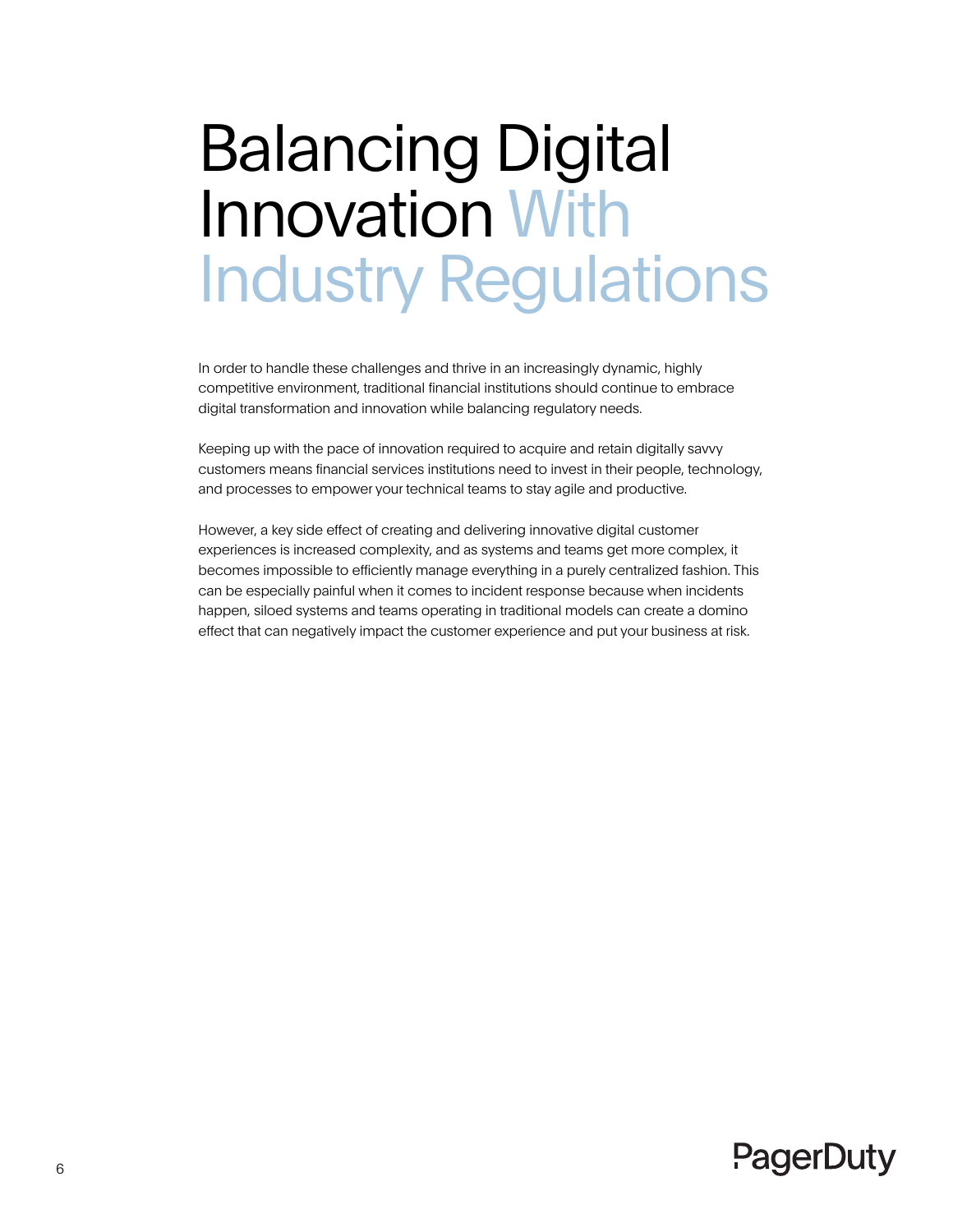# Balancing Digital Innovation With Industry Regulations

In order to handle these challenges and thrive in an increasingly dynamic, highly competitive environment, traditional financial institutions should continue to embrace digital transformation and innovation while balancing regulatory needs.

Keeping up with the pace of innovation required to acquire and retain digitally savvy customers means financial services institutions need to invest in their people, technology, and processes to empower your technical teams to stay agile and productive.

However, a key side effect of creating and delivering innovative digital customer experiences is increased complexity, and as systems and teams get more complex, it becomes impossible to efficiently manage everything in a purely centralized fashion. This can be especially painful when it comes to incident response because when incidents happen, siloed systems and teams operating in traditional models can create a domino effect that can negatively impact the customer experience and put your business at risk.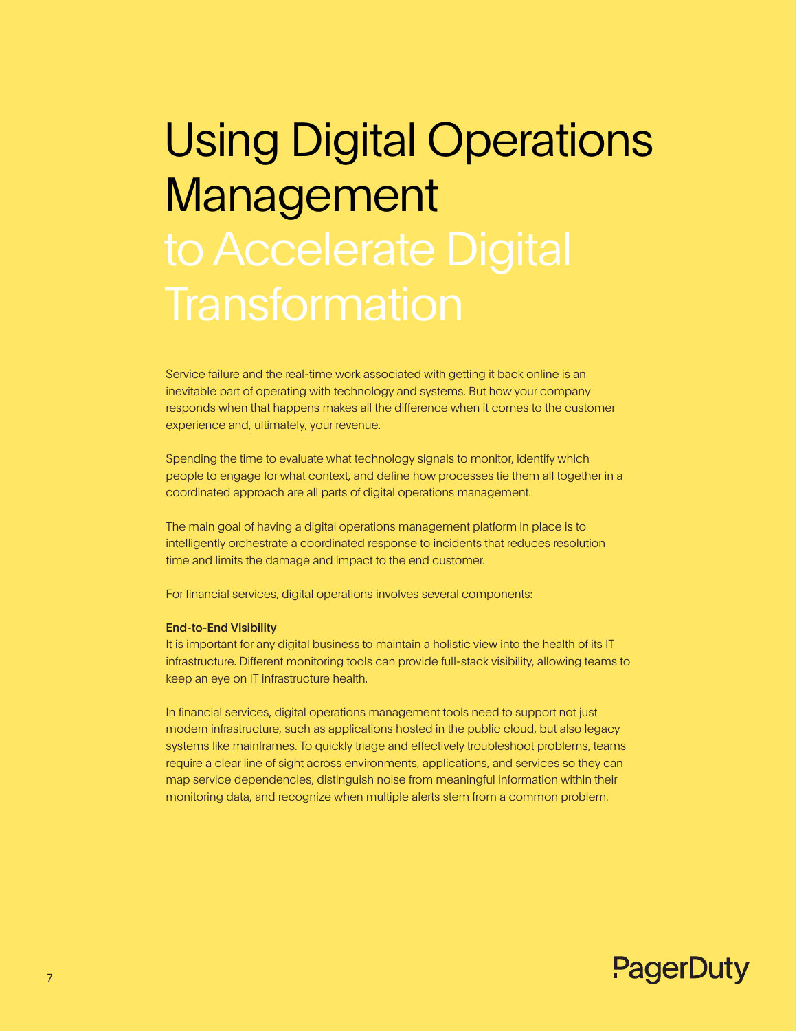# Using Digital Operations Management to Accelerate Digital Transformation

Service failure and the real-time work associated with getting it back online is an inevitable part of operating with technology and systems. But how your company responds when that happens makes all the difference when it comes to the customer experience and, ultimately, your revenue.

Spending the time to evaluate what technology signals to monitor, identify which people to engage for what context, and define how processes tie them all together in a coordinated approach are all parts of digital operations management.

The main goal of having a digital operations management platform in place is to intelligently orchestrate a coordinated response to incidents that reduces resolution time and limits the damage and impact to the end customer.

For financial services, digital operations involves several components:

**End-to-End Visibility**

It is important for any digital business to maintain a holistic view into the health of its IT infrastructure. Different monitoring tools can provide full-stack visibility, allowing teams to keep an eye on IT infrastructure health.

In financial services, digital operations management tools need to support not just modern infrastructure, such as applications hosted in the public cloud, but also legacy systems like mainframes. To quickly triage and effectively troubleshoot problems, teams require a clear line of sight across environments, applications, and services so they can map service dependencies, distinguish noise from meaningful information within their monitoring data, and recognize when multiple alerts stem from a common problem.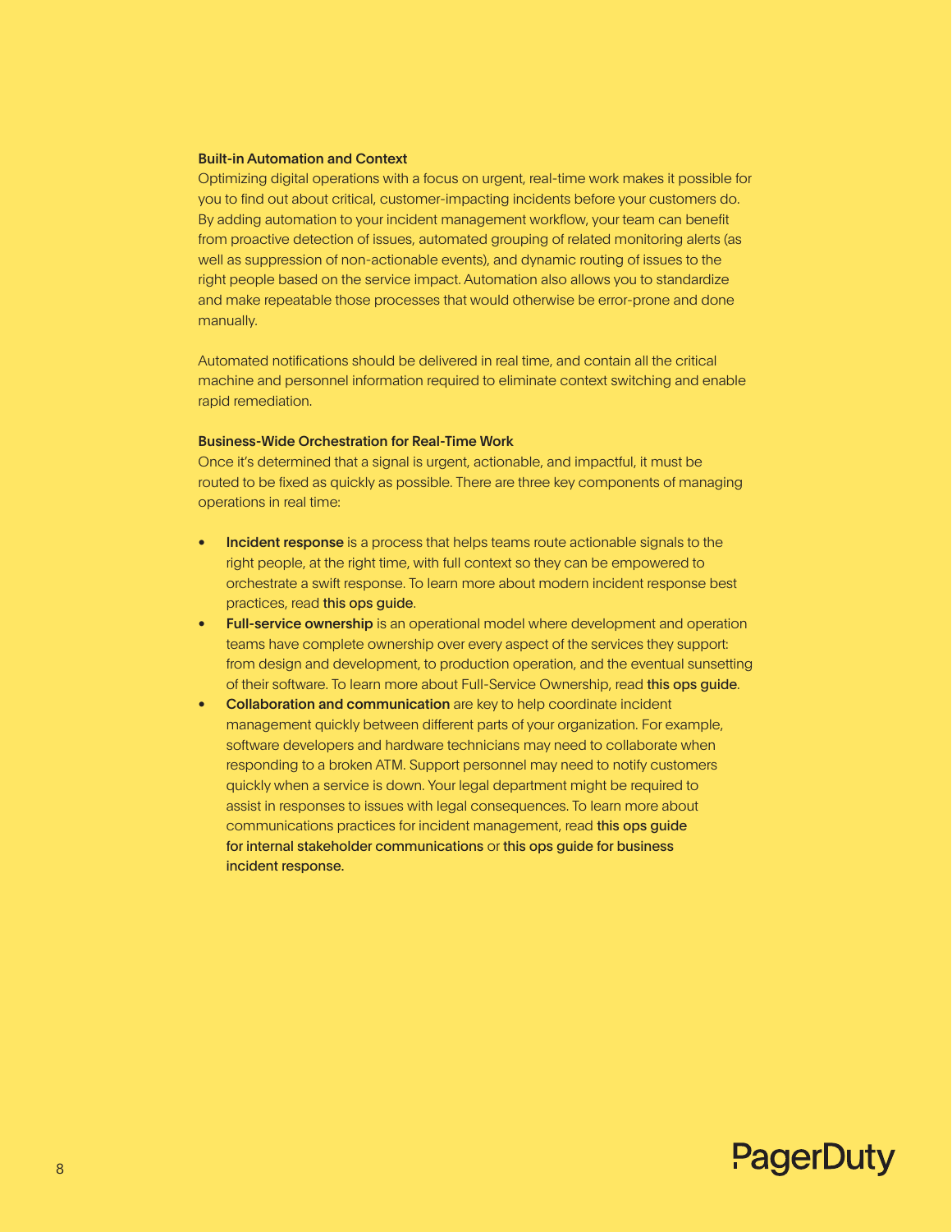### Built-in Automation and Context

Optimizing digital operations with a focus on urgent, real-time work makes it possible for you to find out about critical, customer-impacting incidents before your customers do. By adding automation to your incident management workflow, your team can benefit from proactive detection of issues, automated grouping of related monitoring alerts (as well as suppression of non-actionable events), and dynamic routing of issues to the right people based on the service impact. Automation also allows you to standardize and make repeatable those processes that would otherwise be error-prone and done manually.

Automated notifications should be delivered in real time, and contain all the critical machine and personnel information required to eliminate context switching and enable rapid remediation.

### Business-Wide Orchestration for Real-Time Work

Once it's determined that a signal is urgent, actionable, and impactful, it must be routed to be fixed as quickly as possible. There are three key components of managing operations in real time:

- **Incident response** is a process that helps teams route actionable signals to the right people, at the right time, with full context so they can be empowered to orchestrate a swift response. To learn more about modern incident response best practices, read **this ops guide**.
- **Full-service ownership** is an operational model where development and operation teams have complete ownership over every aspect of the services they support: from design and development, to production operation, and the eventual sunsetting of their software. To learn more about Full-Service Ownership, read **this ops guide**.
- **Collaboration and communication** are key to help coordinate incident management quickly between different parts of your organization. For example, software developers and hardware technicians may need to collaborate when responding to a broken ATM. Support personnel may need to notify customers quickly when a service is down. Your legal department might be required to assist in responses to issues with legal consequences. To learn more about communications practices for incident management, read **this ops guide for internal stakeholder communications** or **this ops guide for business incident response.**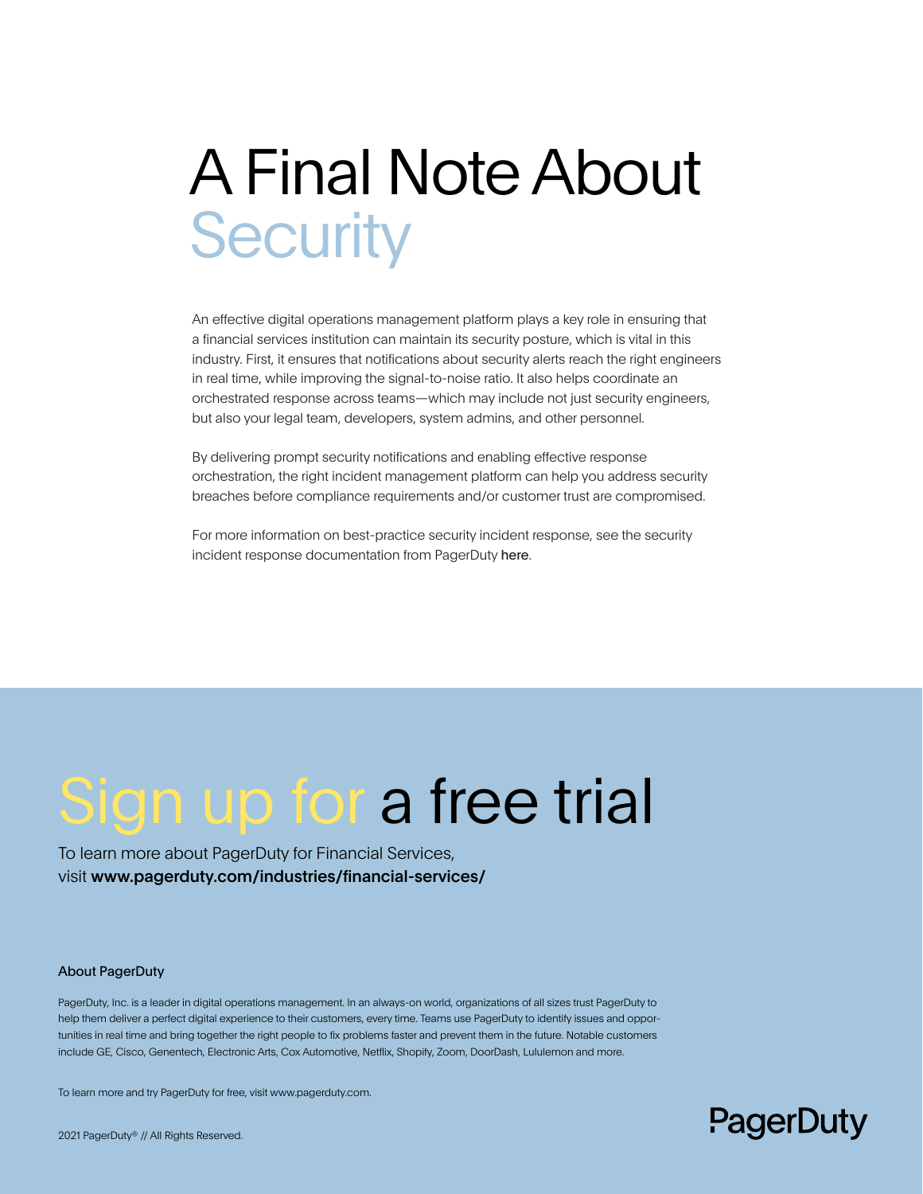# A Final Note About Security

An effective digital operations management platform plays a key role in ensuring that a financial services institution can maintain its security posture, which is vital in this industry. First, it ensures that notifications about security alerts reach the right engineers in real time, while improving the signal-to-noise ratio. It also helps coordinate an orchestrated response across teams—which may include not just security engineers, but also your legal team, developers, system admins, and other personnel.

By delivering prompt security notifications and enabling effective response orchestration, the right incident management platform can help you address security breaches before compliance requirements and/or customer trust are compromised.

For more information on best-practice security incident response, see the security incident response documentation from PagerDuty here.

# Sign up for a free trial

To learn more about PagerDuty for Financial Services, visit **www.pagerduty.com/industries/financial-services/**

### About PagerDuty

PagerDuty, Inc. is a leader in digital operations management. In an always-on world, organizations of all sizes trust PagerDuty to help them deliver a perfect digital experience to their customers, every time. Teams use PagerDuty to identify issues and opportunities in real time and bring together the right people to fix problems faster and prevent them in the future. Notable customers include GE, Cisco, Genentech, Electronic Arts, Cox Automotive, Netflix, Shopify, Zoom, DoorDash, Lululemon and more.

To learn more and try PagerDuty for free, visit www.pagerduty.com.

2021 PagerDuty® // All Rights Reserved.

PagerDuty